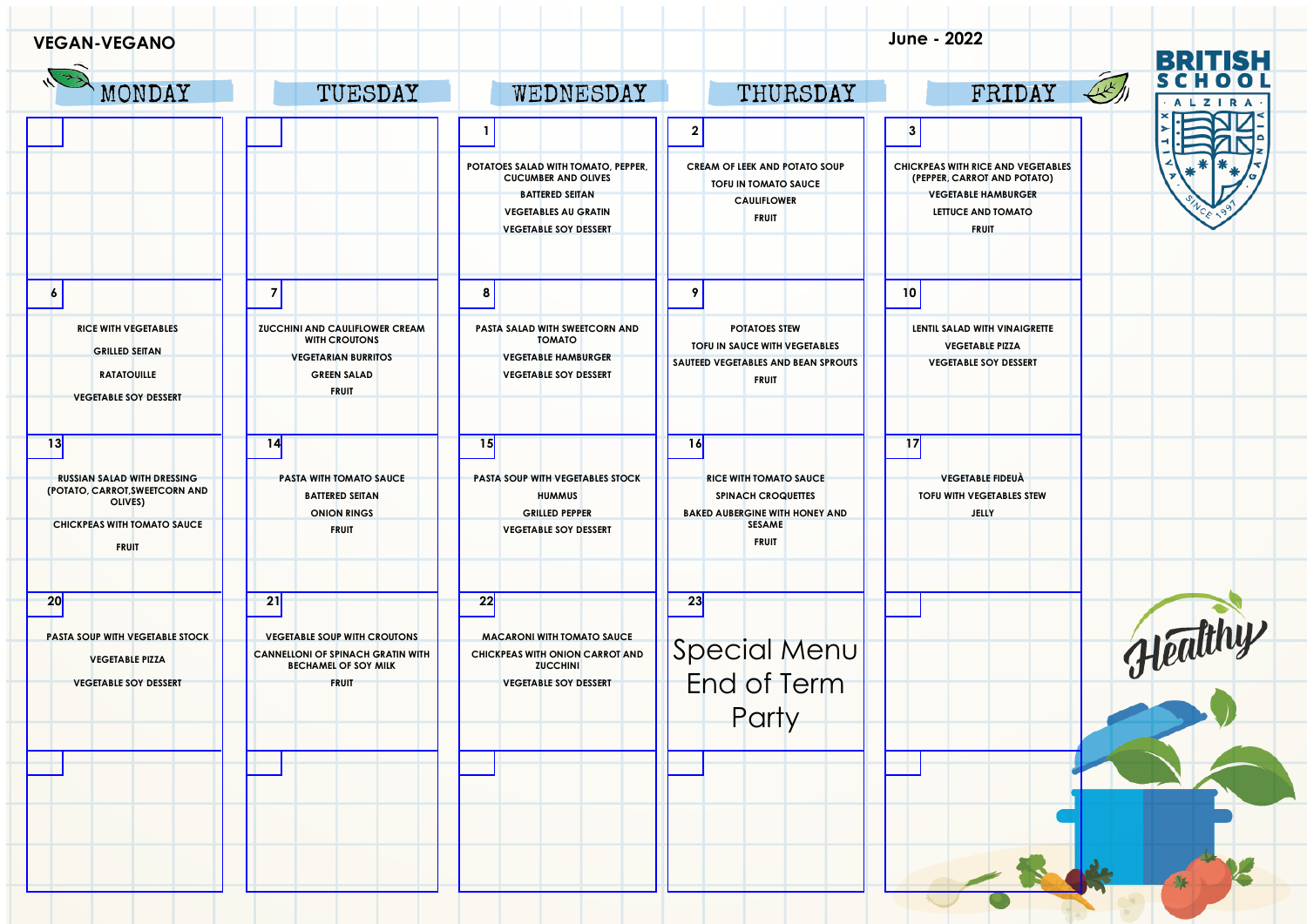**VEGAN-VEGANO**

**June - 2022**

BRITISH SCHOOL ALZIRA XÀTIVA GANDIA SINCE 1997

| MONDAY | TUESDAY | WEDNESDAY | THURSDAY | FRIDAY |
|---|---|---|---|---|
| | | **1**<br>POTATOES SALAD WITH TOMATO, PEPPER, CUCUMBER AND OLIVES<br>BATTERED SEITAN<br>VEGETABLES AU GRATIN<br>VEGETABLE SOY DESSERT | **2**<br>CREAM OF LEEK AND POTATO SOUP<br>TOFU IN TOMATO SAUCE<br>CAULIFLOWER<br>FRUIT | **3**<br>CHICKPEAS WITH RICE AND VEGETABLES (PEPPER, CARROT AND POTATO)<br>VEGETABLE HAMBURGER<br>LETTUCE AND TOMATO<br>FRUIT |
| **6**<br>RICE WITH VEGETABLES<br>GRILLED SEITAN<br>RATATOUILLE<br>VEGETABLE SOY DESSERT | **7**<br>ZUCCHINI AND CAULIFLOWER CREAM WITH CROUTONS<br>VEGETARIAN BURRITOS<br>GREEN SALAD<br>FRUIT | **8**<br>PASTA SALAD WITH SWEETCORN AND TOMATO<br>VEGETABLE HAMBURGER<br>VEGETABLE SOY DESSERT | **9**<br>POTATOES STEW<br>TOFU IN SAUCE WITH VEGETABLES<br>SAUTEED VEGETABLES AND BEAN SPROUTS<br>FRUIT | **10**<br>LENTIL SALAD WITH VINAIGRETTE<br>VEGETABLE PIZZA<br>VEGETABLE SOY DESSERT |
| **13**<br>RUSSIAN SALAD WITH DRESSING (POTATO, CARROT,SWEETCORN AND OLIVES)<br>CHICKPEAS WITH TOMATO SAUCE<br>FRUIT | **14**<br>PASTA WITH TOMATO SAUCE<br>BATTERED SEITAN<br>ONION RINGS<br>FRUIT | **15**<br>PASTA SOUP WITH VEGETABLES STOCK<br>HUMMUS<br>GRILLED PEPPER<br>VEGETABLE SOY DESSERT | **16**<br>RICE WITH TOMATO SAUCE<br>SPINACH CROQUETTES<br>BAKED AUBERGINE WITH HONEY AND SESAME<br>FRUIT | **17**<br>VEGETABLE FIDEUÀ<br>TOFU WITH VEGETABLES STEW<br>JELLY |
| **20**<br>PASTA SOUP WITH VEGETABLE STOCK<br>VEGETABLE PIZZA<br>VEGETABLE SOY DESSERT | **21**<br>VEGETABLE SOUP WITH CROUTONS<br>CANNELLONI OF SPINACH GRATIN WITH BECHAMEL OF SOY MILK<br>FRUIT | **22**<br>MACARONI WITH TOMATO SAUCE<br>CHICKPEAS WITH ONION CARROT AND ZUCCHINI<br>VEGETABLE SOY DESSERT | **23**<br>Special Menu End of Term Party | |
| | | | | |

Healthy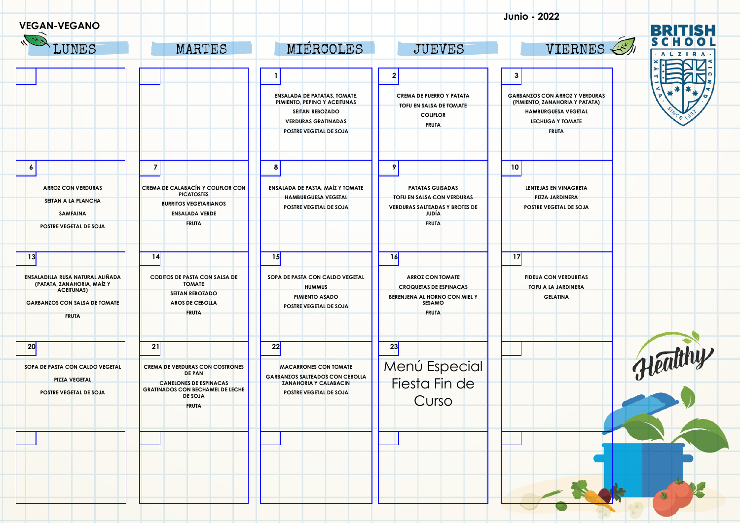# VEGAN-VEGANO

## Junio - 2022

BRITISH SCHOOL · ALZIRA · XÀTIVA · GANDIA · SINCE 1997

| LUNES | MARTES | MIÉRCOLES | JUEVES | VIERNES |
|---|---|---|---|---|
| | | **1**<br>ENSALADA DE PATATAS, TOMATE, PIMIENTO, PEPINO Y ACEITUNAS<br>SEITAN REBOZADO<br>VERDURAS GRATINADAS<br>POSTRE VEGETAL DE SOJA | **2**<br>CREMA DE PUERRO Y PATATA<br>TOFU EN SALSA DE TOMATE<br>COLIFLOR<br>FRUTA | **3**<br>GARBANZOS CON ARROZ Y VERDURAS (PIMIENTO, ZANAHORIA Y PATATA)<br>HAMBURGUESA VEGETAL<br>LECHUGA Y TOMATE<br>FRUTA |
| **6**<br>ARROZ CON VERDURAS<br>SEITAN A LA PLANCHA<br>SAMFAINA<br>POSTRE VEGETAL DE SOJA | **7**<br>CREMA DE CALABACÍN Y COLIFLOR CON PICATOSTES<br>BURRITOS VEGETARIANOS<br>ENSALADA VERDE<br>FRUTA | **8**<br>ENSALADA DE PASTA, MAÍZ Y TOMATE<br>HAMBURGUESA VEGETAL<br>POSTRE VEGETAL DE SOJA | **9**<br>PATATAS GUISADAS<br>TOFU EN SALSA CON VERDURAS<br>VERDURAS SALTEADAS Y BROTES DE JUDÍA<br>FRUTA | **10**<br>LENTEJAS EN VINAGRETA<br>PIZZA JARDINERA<br>POSTRE VEGETAL DE SOJA |
| **13**<br>ENSALADILLA RUSA NATURAL ALIÑADA (PATATA, ZANAHORIA, MAÍZ Y ACEITUNAS)<br>GARBANZOS CON SALSA DE TOMATE<br>FRUTA | **14**<br>CODITOS DE PASTA CON SALSA DE TOMATE<br>SEITAN REBOZADO<br>AROS DE CEBOLLA<br>FRUTA | **15**<br>SOPA DE PASTA CON CALDO VEGETAL<br>HUMMUS<br>PIMIENTO ASADO<br>POSTRE VEGETAL DE SOJA | **16**<br>ARROZ CON TOMATE<br>CROQUETAS DE ESPINACAS<br>BERENJENA AL HORNO CON MIEL Y SESAMO<br>FRUTA | **17**<br>FIDEUA CON VERDURITAS<br>TOFU A LA JARDINERA<br>GELATINA |
| **20**<br>SOPA DE PASTA CON CALDO VEGETAL<br>PIZZA VEGETAL<br>POSTRE VEGETAL DE SOJA | **21**<br>CREMA DE VERDURAS CON COSTRONES DE PAN<br>CANELONES DE ESPINACAS GRATINADOS CON BECHAMEL DE LECHE DE SOJA<br>FRUTA | **22**<br>MACARRONES CON TOMATE<br>GARBANZOS SALTEADOS CON CEBOLLA ZANAHORIA Y CALABACIN<br>POSTRE VEGETAL DE SOJA | **23**<br>Menú Especial Fiesta Fin de Curso | |
| | | | | |

Healthy